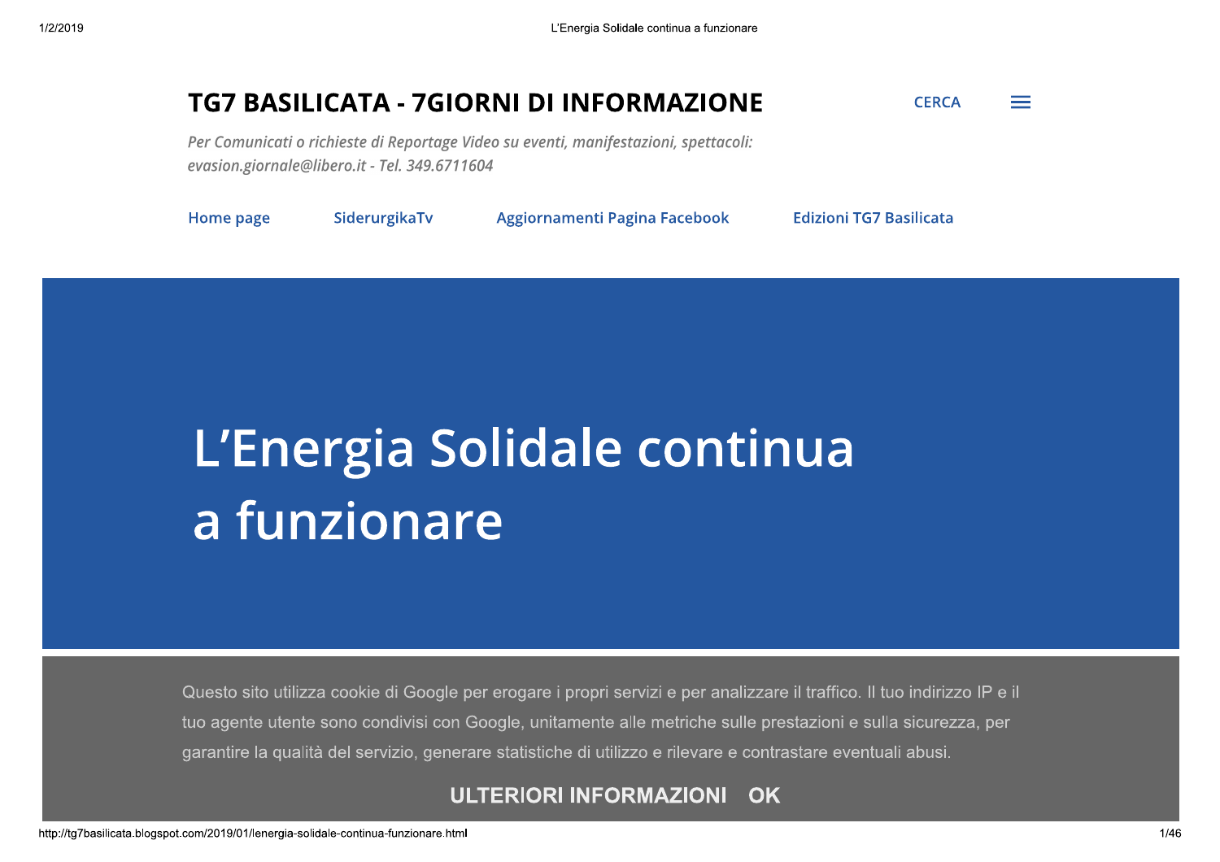# TG7 BASILICATA - 7GIORNI DI INFORMAZIONE

CERCA

*Per Comunicati o richieste di Reportage Video su eventi, manifestazioni, spettacoli: evasion.giornale@libero.it - Tel. 349.6711604*

Home page | SiderurgikaTv | Aggiornamenti Pagina Facebook | Edizioni TG7 Basilicata

# L'Energia Solidale continua a funzionare

Questo sito utilizza cookie di Google per erogare i propri servizi e per analizzare il traffico. Il tuo indirizzo IP e il tuo agente utente sono condivisi con Google, unitamente alle metriche sulle prestazioni e sulla sicurezza, per garantire la qualità del servizio, generare statistiche di utilizzo e rilevare e contrastare eventuali abusi.

ULTERIORI INFORMAZIONI   OK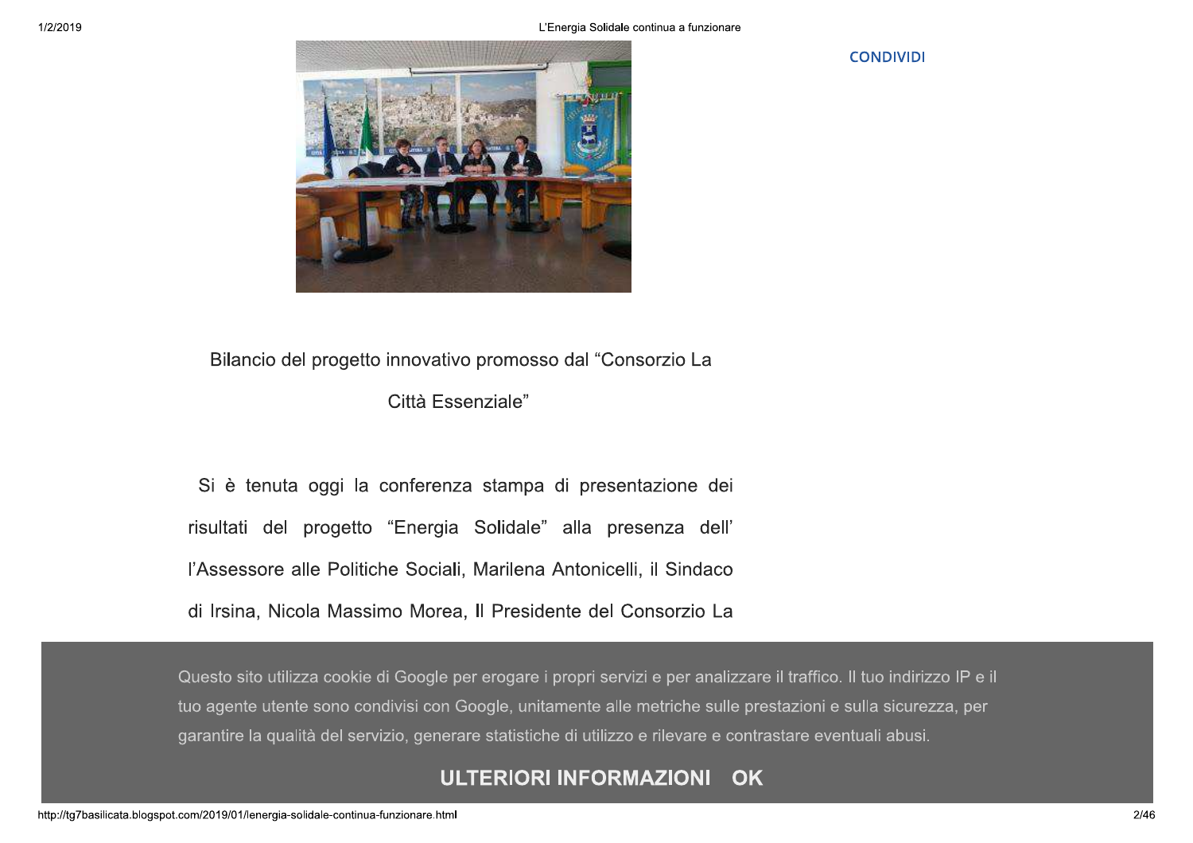CONDIVIDI

Bilancio del progetto innovativo promosso dal “Consorzio La Città Essenziale”

Si è tenuta oggi la conferenza stampa di presentazione dei risultati del progetto “Energia Solidale” alla presenza dell’ l’Assessore alle Politiche Sociali, Marilena Antonicelli, il Sindaco di Irsina, Nicola Massimo Morea, Il Presidente del Consorzio La

Questo sito utilizza cookie di Google per erogare i propri servizi e per analizzare il traffico. Il tuo indirizzo IP e il tuo agente utente sono condivisi con Google, unitamente alle metriche sulle prestazioni e sulla sicurezza, per garantire la qualità del servizio, generare statistiche di utilizzo e rilevare e contrastare eventuali abusi.

ULTERIORI INFORMAZIONI OK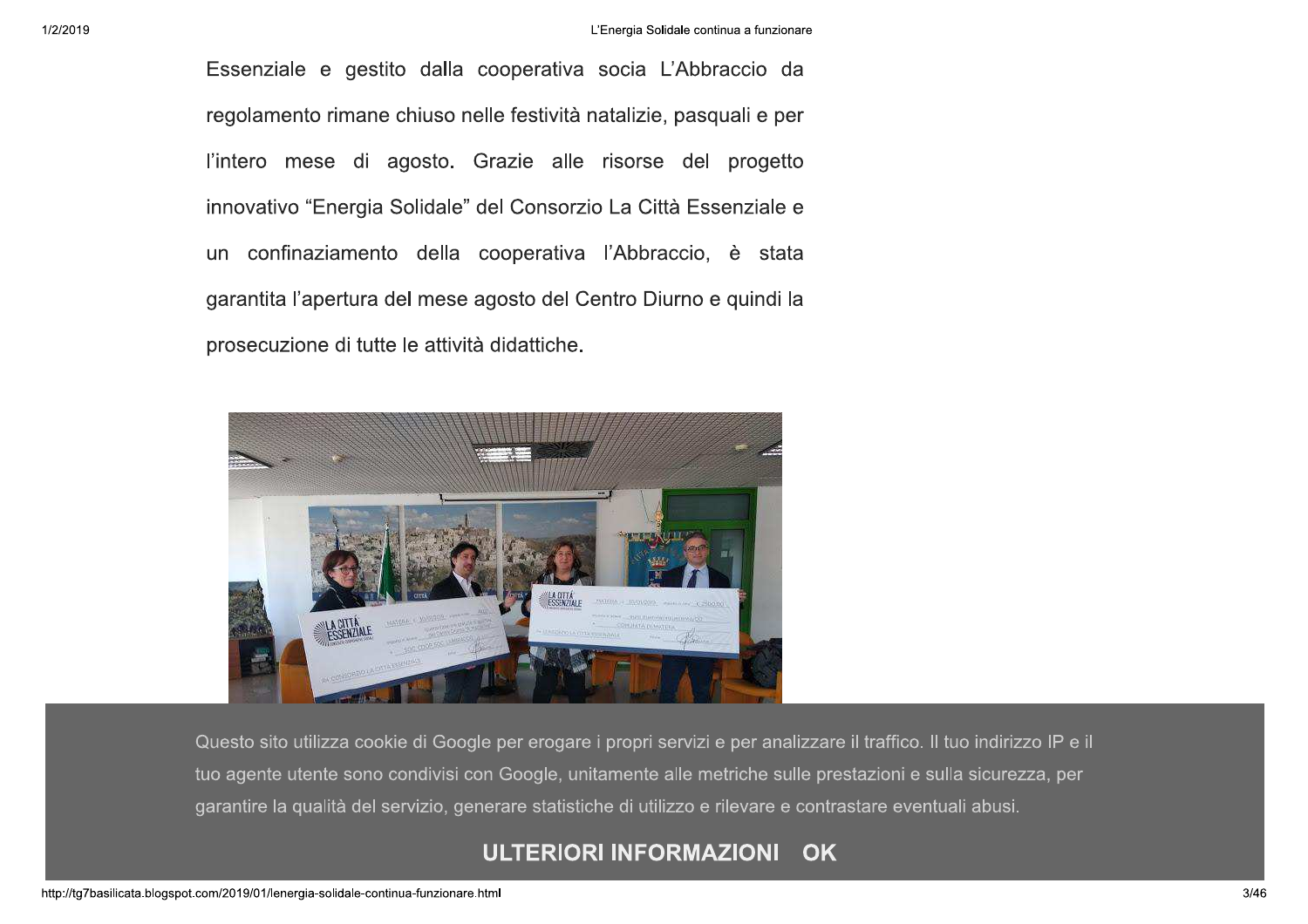Essenziale e gestito dalla cooperativa socia L'Abbraccio da regolamento rimane chiuso nelle festività natalizie, pasquali e per l'intero mese di agosto. Grazie alle risorse del progetto innovativo "Energia Solidale" del Consorzio La Città Essenziale e un confinaziamento della cooperativa l'Abbraccio, è stata garantita l'apertura del mese agosto del Centro Diurno e quindi la prosecuzione di tutte le attività didattiche.

Questo sito utilizza cookie di Google per erogare i propri servizi e per analizzare il traffico. Il tuo indirizzo IP e il tuo agente utente sono condivisi con Google, unitamente alle metriche sulle prestazioni e sulla sicurezza, per garantire la qualità del servizio, generare statistiche di utilizzo e rilevare e contrastare eventuali abusi.

ULTERIORI INFORMAZIONI OK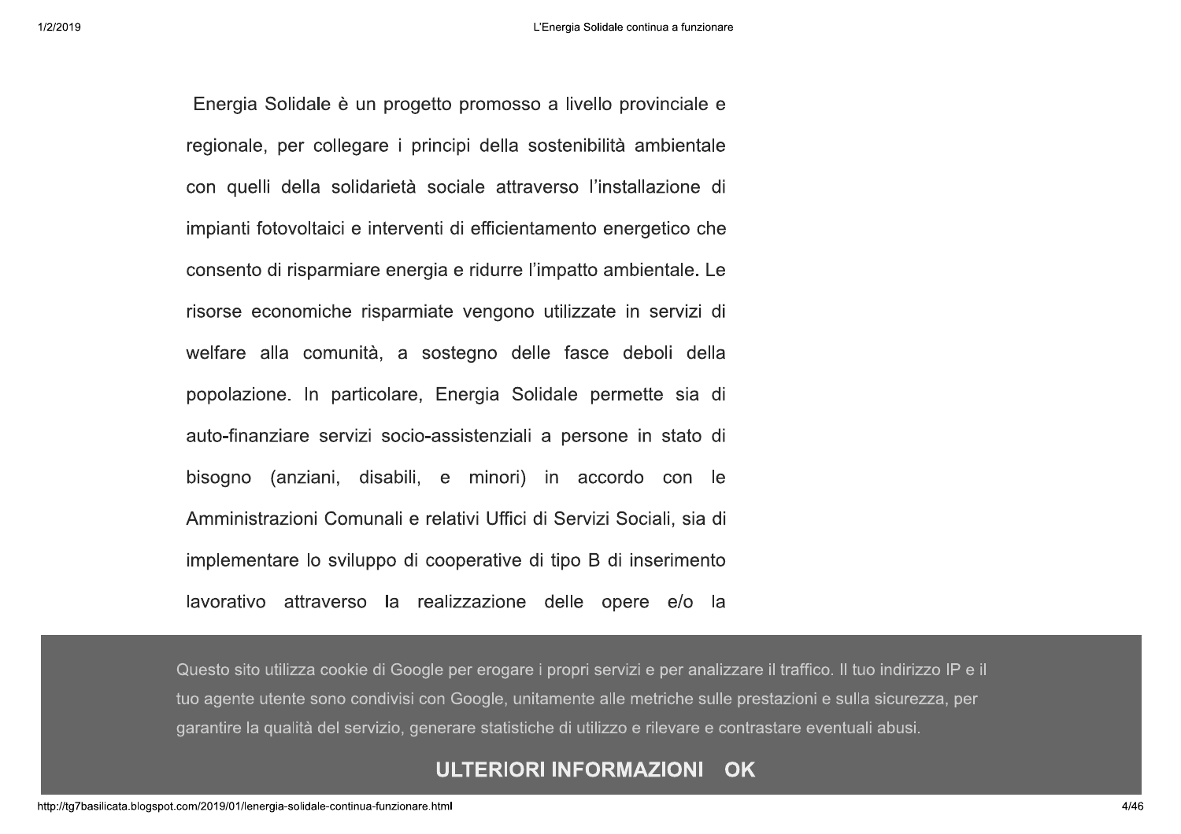Energia Solidale è un progetto promosso a livello provinciale e regionale, per collegare i principi della sostenibilità ambientale con quelli della solidarietà sociale attraverso l'installazione di impianti fotovoltaici e interventi di efficientamento energetico che consento di risparmiare energia e ridurre l'impatto ambientale. Le risorse economiche risparmiate vengono utilizzate in servizi di welfare alla comunità, a sostegno delle fasce deboli della popolazione. In particolare, Energia Solidale permette sia di auto-finanziare servizi socio-assistenziali a persone in stato di bisogno (anziani, disabili, e minori) in accordo con le Amministrazioni Comunali e relativi Uffici di Servizi Sociali, sia di implementare lo sviluppo di cooperative di tipo B di inserimento lavorativo attraverso la realizzazione delle opere e/o la

Questo sito utilizza cookie di Google per erogare i propri servizi e per analizzare il traffico. Il tuo indirizzo IP e il tuo agente utente sono condivisi con Google, unitamente alle metriche sulle prestazioni e sulla sicurezza, per garantire la qualità del servizio, generare statistiche di utilizzo e rilevare e contrastare eventuali abusi.

**ULTERIORI INFORMAZIONI OK**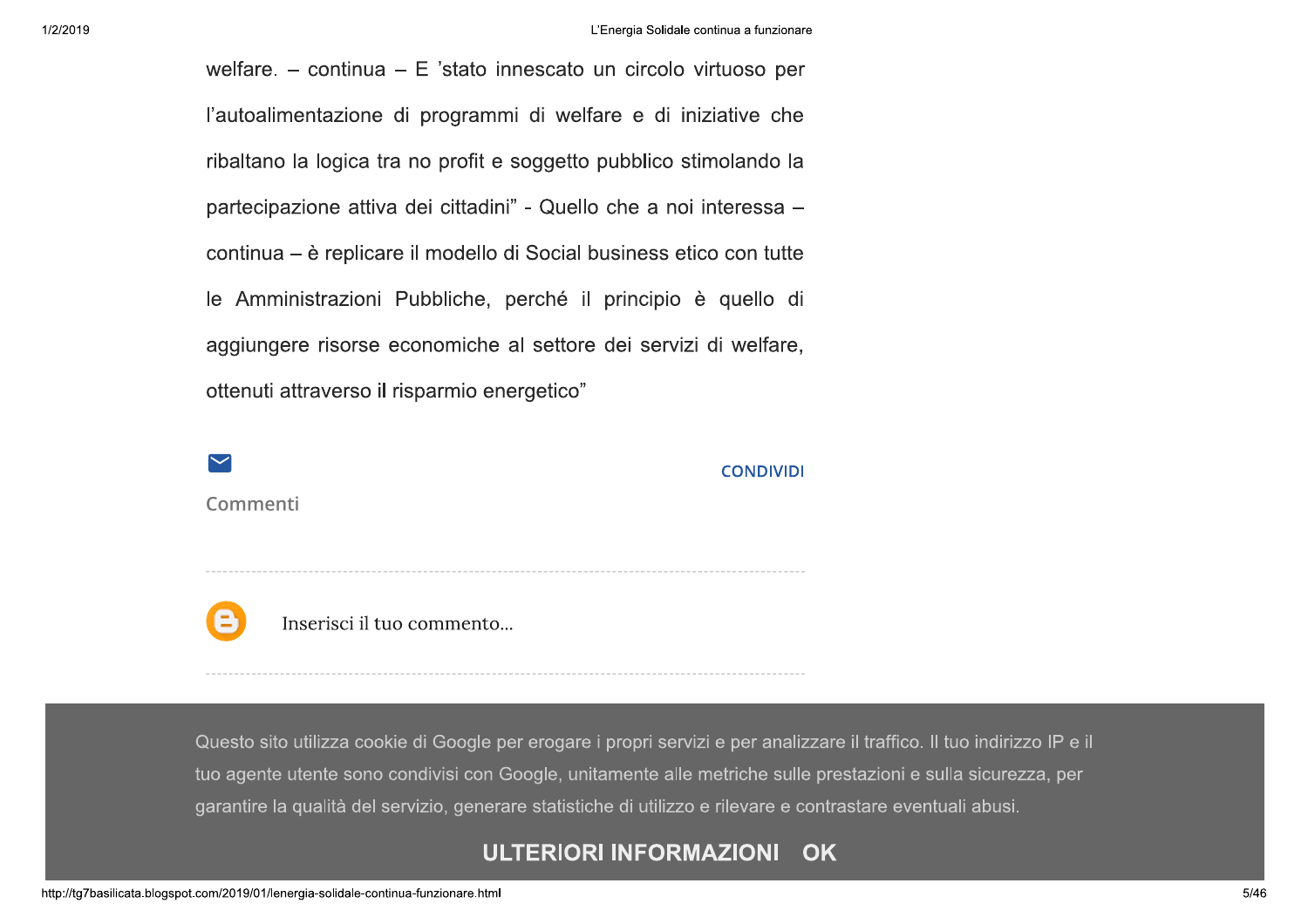welfare. – continua – E 'stato innescato un circolo virtuoso per l'autoalimentazione di programmi di welfare e di iniziative che ribaltano la logica tra no profit e soggetto pubblico stimolando la partecipazione attiva dei cittadini" - Quello che a noi interessa – continua – è replicare il modello di Social business etico con tutte le Amministrazioni Pubbliche, perché il principio è quello di aggiungere risorse economiche al settore dei servizi di welfare, ottenuti attraverso il risparmio energetico"

CONDIVIDI

Commenti

Inserisci il tuo commento...

Questo sito utilizza cookie di Google per erogare i propri servizi e per analizzare il traffico. Il tuo indirizzo IP e il tuo agente utente sono condivisi con Google, unitamente alle metriche sulle prestazioni e sulla sicurezza, per garantire la qualità del servizio, generare statistiche di utilizzo e rilevare e contrastare eventuali abusi.

ULTERIORI INFORMAZIONI OK